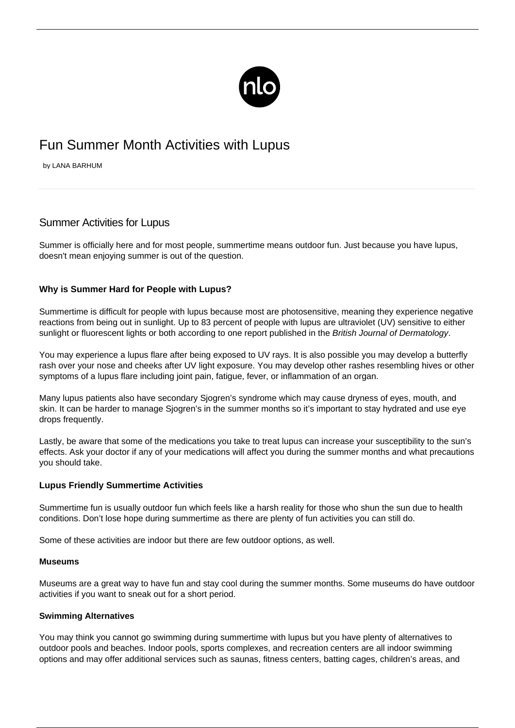# Fun Summer Month Activities with Lupus

by LANA BARHUM

## Summer Activities for Lupus

Summer is officially here and for most people, summertime means outdoor fun. Just because you have lupus, doesn't mean enjoying summer is out of the question.

### Why is Summer Hard for People with Lupus?

Summertime is difficult for people with lupus because most are photosensitive, meaning they experience negative reactions from being out in sunlight. Up to 83 percent of people with lupus are ultraviolet (UV) sensitive to either sunlight or fluorescent lights or both according to one report published in the *British Journal of Dermatology*.

You may experience a lupus flare after being exposed to UV rays. It is also possible you may develop a butterfly rash over your nose and cheeks after UV light exposure. You may develop other rashes resembling hives or other symptoms of a lupus flare including joint pain, fatigue, fever, or inflammation of an organ.

Many lupus patients also have secondary Sjogren's syndrome which may cause dryness of eyes, mouth, and skin. It can be harder to manage Sjogren's in the summer months so it's important to stay hydrated and use eye drops frequently.

Lastly, be aware that some of the medications you take to treat lupus can increase your susceptibility to the sun's effects. Ask your doctor if any of your medications will affect you during the summer months and what precautions you should take.

### Lupus Friendly Summertime Activities

Summertime fun is usually outdoor fun which feels like a harsh reality for those who shun the sun due to health conditions. Don't lose hope during summertime as there are plenty of fun activities you can still do.

Some of these activities are indoor but there are few outdoor options, as well.

#### Museums

Museums are a great way to have fun and stay cool during the summer months. Some museums do have outdoor activities if you want to sneak out for a short period.

#### Swimming Alternatives

You may think you cannot go swimming during summertime with lupus but you have plenty of alternatives to outdoor pools and beaches. Indoor pools, sports complexes, and recreation centers are all indoor swimming options and may offer additional services such as saunas, fitness centers, batting cages, children's areas, and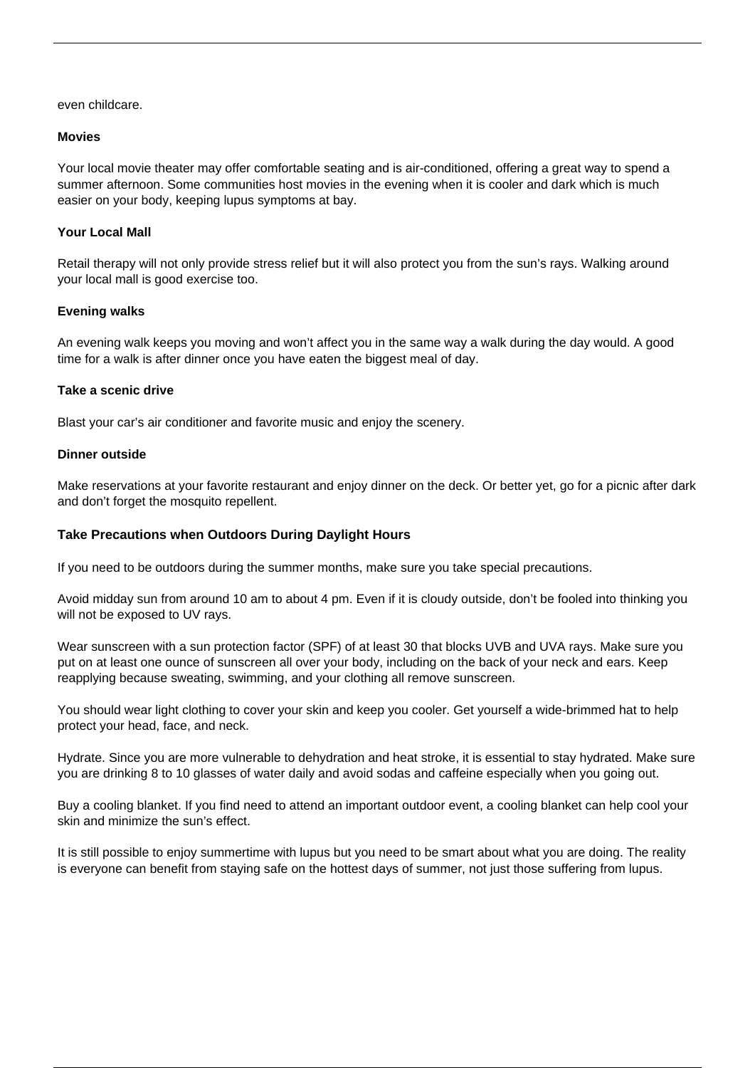even childcare.

**Movies**

Your local movie theater may offer comfortable seating and is air-conditioned, offering a great way to spend a summer afternoon. Some communities host movies in the evening when it is cooler and dark which is much easier on your body, keeping lupus symptoms at bay.

**Your Local Mall**

Retail therapy will not only provide stress relief but it will also protect you from the sun's rays. Walking around your local mall is good exercise too.

**Evening walks**

An evening walk keeps you moving and won't affect you in the same way a walk during the day would. A good time for a walk is after dinner once you have eaten the biggest meal of day.

**Take a scenic drive**

Blast your car's air conditioner and favorite music and enjoy the scenery.

**Dinner outside**

Make reservations at your favorite restaurant and enjoy dinner on the deck. Or better yet, go for a picnic after dark and don't forget the mosquito repellent.

### Take Precautions when Outdoors During Daylight Hours

If you need to be outdoors during the summer months, make sure you take special precautions.

Avoid midday sun from around 10 am to about 4 pm. Even if it is cloudy outside, don't be fooled into thinking you will not be exposed to UV rays.

Wear sunscreen with a sun protection factor (SPF) of at least 30 that blocks UVB and UVA rays. Make sure you put on at least one ounce of sunscreen all over your body, including on the back of your neck and ears. Keep reapplying because sweating, swimming, and your clothing all remove sunscreen.

You should wear light clothing to cover your skin and keep you cooler. Get yourself a wide-brimmed hat to help protect your head, face, and neck.

Hydrate. Since you are more vulnerable to dehydration and heat stroke, it is essential to stay hydrated. Make sure you are drinking 8 to 10 glasses of water daily and avoid sodas and caffeine especially when you going out.

Buy a cooling blanket. If you find need to attend an important outdoor event, a cooling blanket can help cool your skin and minimize the sun's effect.

It is still possible to enjoy summertime with lupus but you need to be smart about what you are doing. The reality is everyone can benefit from staying safe on the hottest days of summer, not just those suffering from lupus.